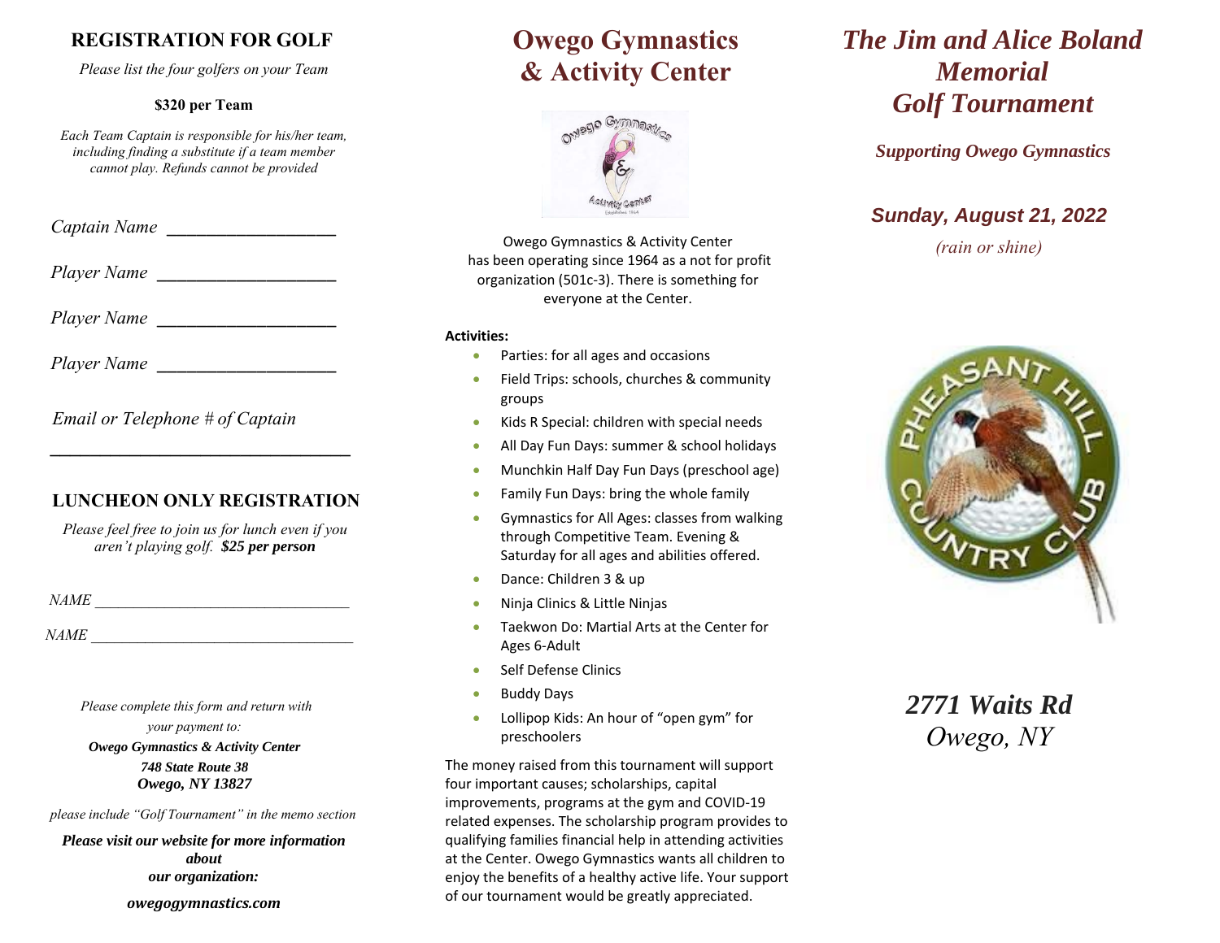## REGISTRATION FOR GOLF

*Please list the four golfers on your Team*

**$320 per Team**

*Each Team Captain is responsible for his/her team, including finding a substitute if a team member cannot play. Refunds cannot be provided*

*Captain Name* ___________________

*Player Name* ____________________

*Player Name* ____________________

*Player Name* ____________________

*Email or Telephone # of Captain*

_________________________________

## LUNCHEON ONLY REGISTRATION

*Please feel free to join us for lunch even if you aren't playing golf.* ***$25 per person***

*NAME* _________________________________

*NAME* _________________________________

*Please complete this form and return with your payment to:*

***Owego Gymnastics & Activity Center***
***748 State Route 38***
***Owego, NY 13827***

*please include "Golf Tournament" in the memo section*

***Please visit our website for more information about our organization:***

***owegogymnastics.com***

# Owego Gymnastics & Activity Center

Owego Gymnastics & Activity Center has been operating since 1964 as a not for profit organization (501c-3). There is something for everyone at the Center.

**Activities:**

- Parties: for all ages and occasions
- Field Trips: schools, churches & community groups
- Kids R Special: children with special needs
- All Day Fun Days: summer & school holidays
- Munchkin Half Day Fun Days (preschool age)
- Family Fun Days: bring the whole family
- Gymnastics for All Ages: classes from walking through Competitive Team. Evening & Saturday for all ages and abilities offered.
- Dance: Children 3 & up
- Ninja Clinics & Little Ninjas
- Taekwon Do: Martial Arts at the Center for Ages 6-Adult
- Self Defense Clinics
- Buddy Days
- Lollipop Kids: An hour of "open gym" for preschoolers

The money raised from this tournament will support four important causes; scholarships, capital improvements, programs at the gym and COVID-19 related expenses. The scholarship program provides to qualifying families financial help in attending activities at the Center. Owego Gymnastics wants all children to enjoy the benefits of a healthy active life. Your support of our tournament would be greatly appreciated.

# *The Jim and Alice Boland Memorial Golf Tournament*

***Supporting Owego Gymnastics***

***Sunday, August 21, 2022***

*(rain or shine)*

PHEASANT HILL COUNTRY CLUB

***2771 Waits Rd***
*Owego, NY*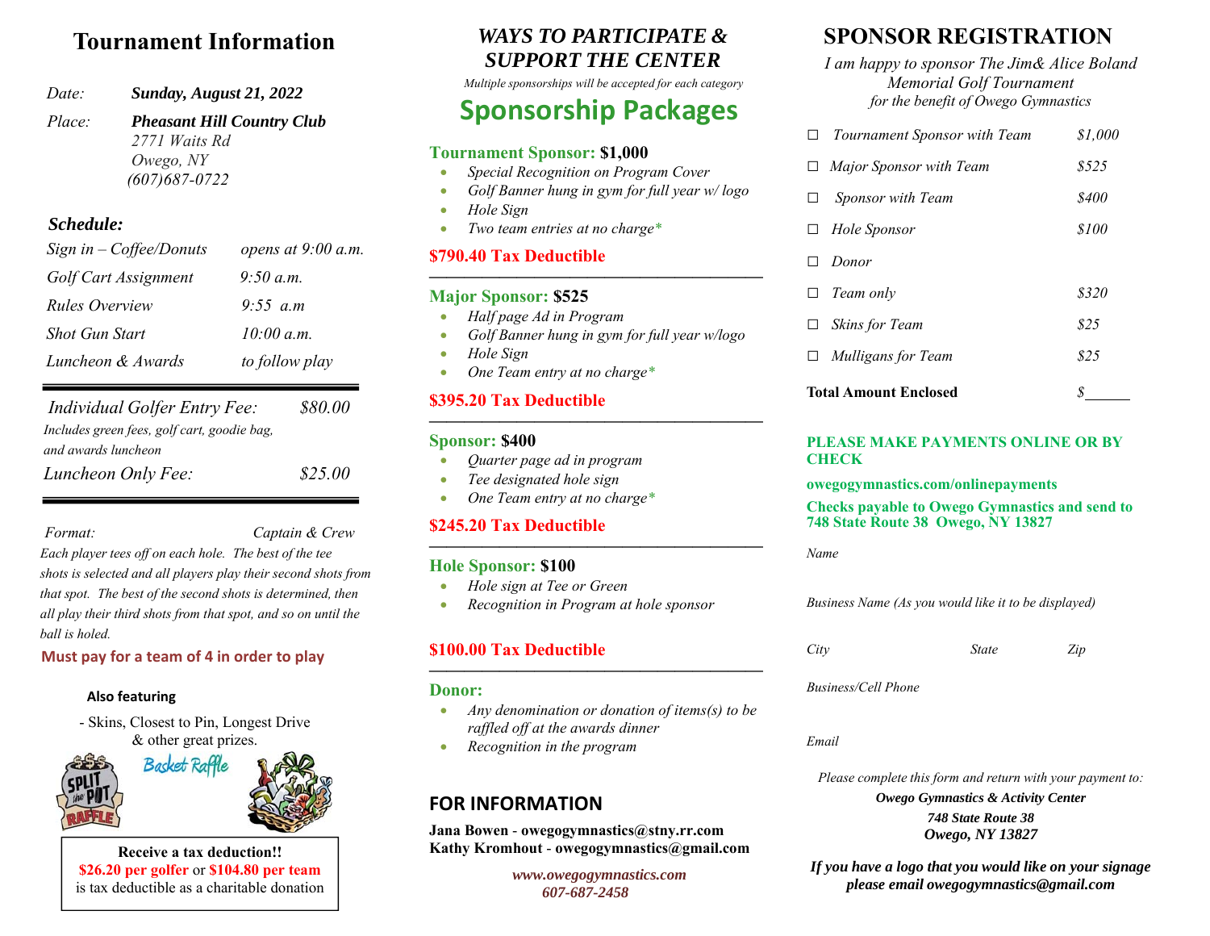# Tournament Information

*Date:* ***Sunday, August 21, 2022***

*Place:* ***Pheasant Hill Country Club***
*2771 Waits Rd*
*Owego, NY*
*(607)687-0722*

### *Schedule:*

| | |
|---|---|
| *Sign in – Coffee/Donuts* | *opens at 9:00 a.m.* |
| *Golf Cart Assignment* | *9:50 a.m.* |
| *Rules Overview* | *9:55 a.m* |
| *Shot Gun Start* | *10:00 a.m.* |
| *Luncheon & Awards* | *to follow play* |

*Individual Golfer Entry Fee:* *$80.00*
*Includes green fees, golf cart, goodie bag, and awards luncheon*
*Luncheon Only Fee:* *$25.00*

*Format:* *Captain & Crew*
*Each player tees off on each hole. The best of the tee shots is selected and all players play their second shots from that spot. The best of the second shots is determined, then all play their third shots from that spot, and so on until the ball is holed.*

**Must pay for a team of 4 in order to play**

**Also featuring**

- Skins, Closest to Pin, Longest Drive & other great prizes.

Split the Pot Raffle
Basket Raffle

**Receive a tax deduction!!**
**$26.20 per golfer** or **$104.80 per team** is tax deductible as a charitable donation

## *WAYS TO PARTICIPATE & SUPPORT THE CENTER*

*Multiple sponsorships will be accepted for each category*

## Sponsorship Packages

**Tournament Sponsor: $1,000**
- *Special Recognition on Program Cover*
- *Golf Banner hung in gym for full year w/ logo*
- *Hole Sign*
- *Two team entries at no charge**

**$790.40 Tax Deductible**

**Major Sponsor: $525**
- *Half page Ad in Program*
- *Golf Banner hung in gym for full year w/logo*
- *Hole Sign*
- *One Team entry at no charge**

**$395.20 Tax Deductible**

**Sponsor: $400**
- *Quarter page ad in program*
- *Tee designated hole sign*
- *One Team entry at no charge**

**$245.20 Tax Deductible**

**Hole Sponsor: $100**
- *Hole sign at Tee or Green*
- *Recognition in Program at hole sponsor*

**$100.00 Tax Deductible**

**Donor:**
- *Any denomination or donation of items(s) to be raffled off at the awards dinner*
- *Recognition in the program*

## FOR INFORMATION

**Jana Bowen - owegogymnastics@stny.rr.com**
**Kathy Kromhout - owegogymnastics@gmail.com**

***www.owegogymnastics.com***
***607-687-2458***

# SPONSOR REGISTRATION

*I am happy to sponsor The Jim& Alice Boland Memorial Golf Tournament for the benefit of Owego Gymnastics*

| | |
|---|---|
| ☐ *Tournament Sponsor with Team* | *$1,000* |
| ☐ *Major Sponsor with Team* | *$525* |
| ☐ *Sponsor with Team* | *$400* |
| ☐ *Hole Sponsor* | *$100* |
| ☐ *Donor* | |
| ☐ *Team only* | *$320* |
| ☐ *Skins for Team* | *$25* |
| ☐ *Mulligans for Team* | *$25* |
| **Total Amount Enclosed** | *$______* |

**PLEASE MAKE PAYMENTS ONLINE OR BY CHECK**

**owegogymnastics.com/onlinepayments**

**Checks payable to Owego Gymnastics and send to 748 State Route 38 Owego, NY 13827**

*Name*

*Business Name (As you would like it to be displayed)*

*City* *State* *Zip*

*Business/Cell Phone*

*Email*

*Please complete this form and return with your payment to:*
***Owego Gymnastics & Activity Center***
***748 State Route 38***
***Owego, NY 13827***

***If you have a logo that you would like on your signage please email owegogymnastics@gmail.com***